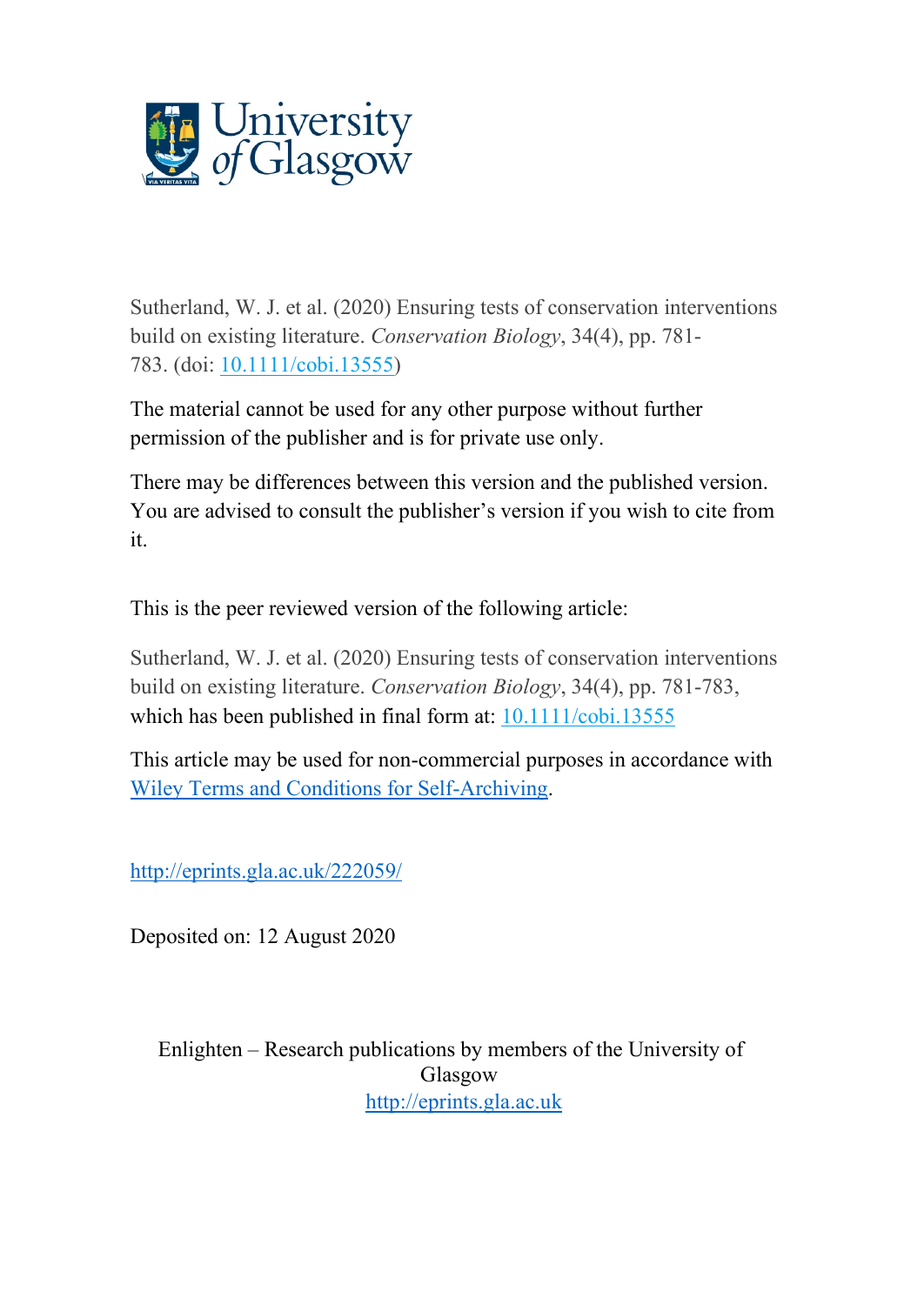Sutherland, W. J. et al. (2020) Ensuring tests of conservation interventions build on existing literature. *Conservation Biology*, 34(4), pp. 781-783. (doi: [10.1111/cobi.13555](https://doi.org/10.1111/cobi.13555))

The material cannot be used for any other purpose without further permission of the publisher and is for private use only.

There may be differences between this version and the published version. You are advised to consult the publisher's version if you wish to cite from it.

This is the peer reviewed version of the following article:

Sutherland, W. J. et al. (2020) Ensuring tests of conservation interventions build on existing literature. *Conservation Biology*, 34(4), pp. 781-783, which has been published in final form at: [10.1111/cobi.13555](https://doi.org/10.1111/cobi.13555)

This article may be used for non-commercial purposes in accordance with Wiley Terms and Conditions for Self-Archiving.

http://eprints.gla.ac.uk/222059/

Deposited on: 12 August 2020

Enlighten – Research publications by members of the University of Glasgow
http://eprints.gla.ac.uk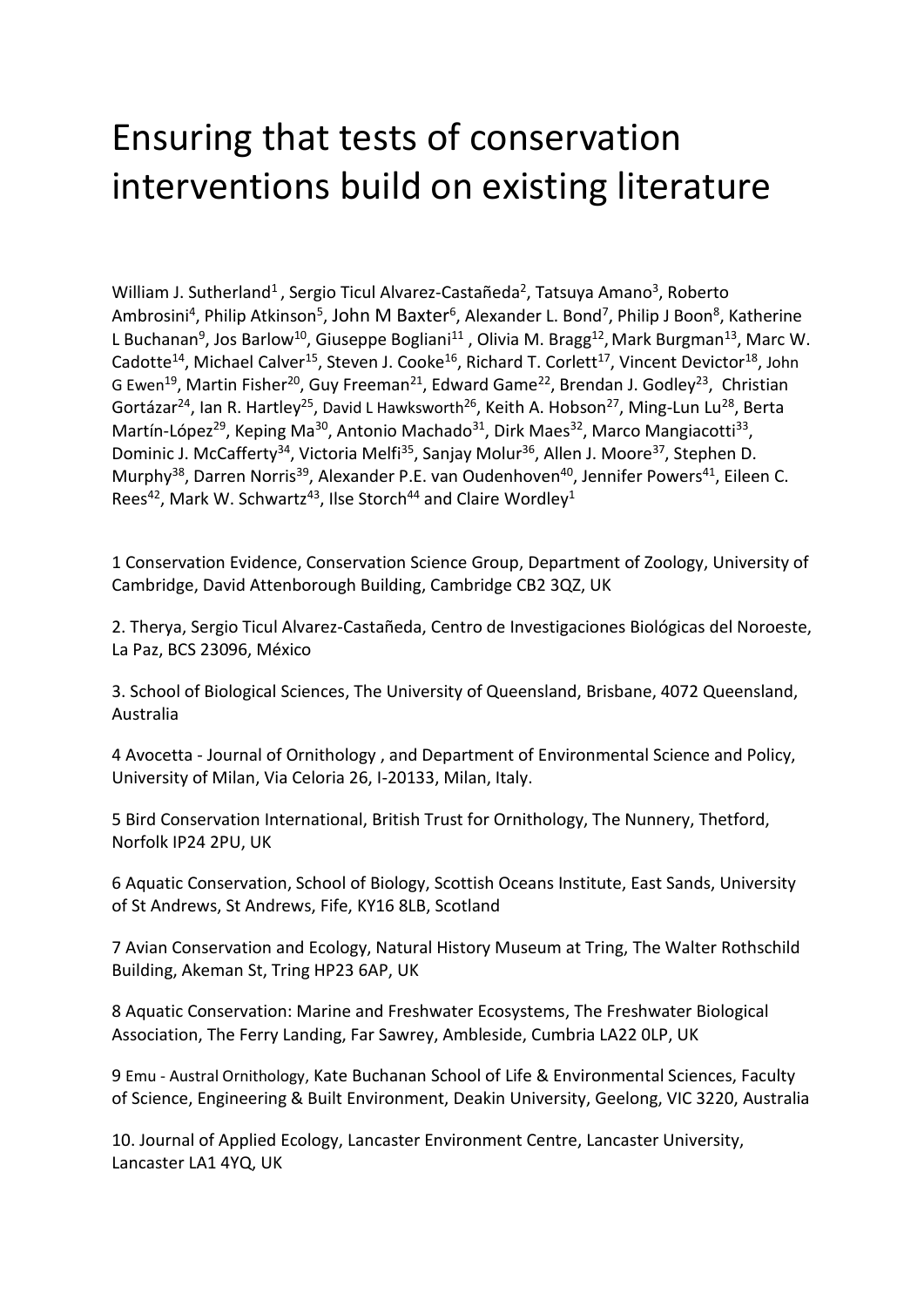# Ensuring that tests of conservation interventions build on existing literature

William J. Sutherland[1], Sergio Ticul Alvarez-Castañeda[2], Tatsuya Amano[3], Roberto Ambrosini[4], Philip Atkinson[5], John M Baxter[6], Alexander L. Bond[7], Philip J Boon[8], Katherine L Buchanan[9], Jos Barlow[10], Giuseppe Bogliani[11], Olivia M. Bragg[12], Mark Burgman[13], Marc W. Cadotte[14], Michael Calver[15], Steven J. Cooke[16], Richard T. Corlett[17], Vincent Devictor[18], John G Ewen[19], Martin Fisher[20], Guy Freeman[21], Edward Game[22], Brendan J. Godley[23], Christian Gortázar[24], Ian R. Hartley[25], David L Hawksworth[26], Keith A. Hobson[27], Ming-Lun Lu[28], Berta Martín-López[29], Keping Ma[30], Antonio Machado[31], Dirk Maes[32], Marco Mangiacotti[33], Dominic J. McCafferty[34], Victoria Melfi[35], Sanjay Molur[36], Allen J. Moore[37], Stephen D. Murphy[38], Darren Norris[39], Alexander P.E. van Oudenhoven[40], Jennifer Powers[41], Eileen C. Rees[42], Mark W. Schwartz[43], Ilse Storch[44] and Claire Wordley[1]

1 Conservation Evidence, Conservation Science Group, Department of Zoology, University of Cambridge, David Attenborough Building, Cambridge CB2 3QZ, UK

2. Therya, Sergio Ticul Alvarez-Castañeda, Centro de Investigaciones Biológicas del Noroeste, La Paz, BCS 23096, México

3. School of Biological Sciences, The University of Queensland, Brisbane, 4072 Queensland, Australia

4 Avocetta - Journal of Ornithology , and Department of Environmental Science and Policy, University of Milan, Via Celoria 26, I-20133, Milan, Italy.

5 Bird Conservation International, British Trust for Ornithology, The Nunnery, Thetford, Norfolk IP24 2PU, UK

6 Aquatic Conservation, School of Biology, Scottish Oceans Institute, East Sands, University of St Andrews, St Andrews, Fife, KY16 8LB, Scotland

7 Avian Conservation and Ecology, Natural History Museum at Tring, The Walter Rothschild Building, Akeman St, Tring HP23 6AP, UK

8 Aquatic Conservation: Marine and Freshwater Ecosystems, The Freshwater Biological Association, The Ferry Landing, Far Sawrey, Ambleside, Cumbria LA22 0LP, UK

9 Emu - Austral Ornithology, Kate Buchanan School of Life & Environmental Sciences, Faculty of Science, Engineering & Built Environment, Deakin University, Geelong, VIC 3220, Australia

10. Journal of Applied Ecology, Lancaster Environment Centre, Lancaster University, Lancaster LA1 4YQ, UK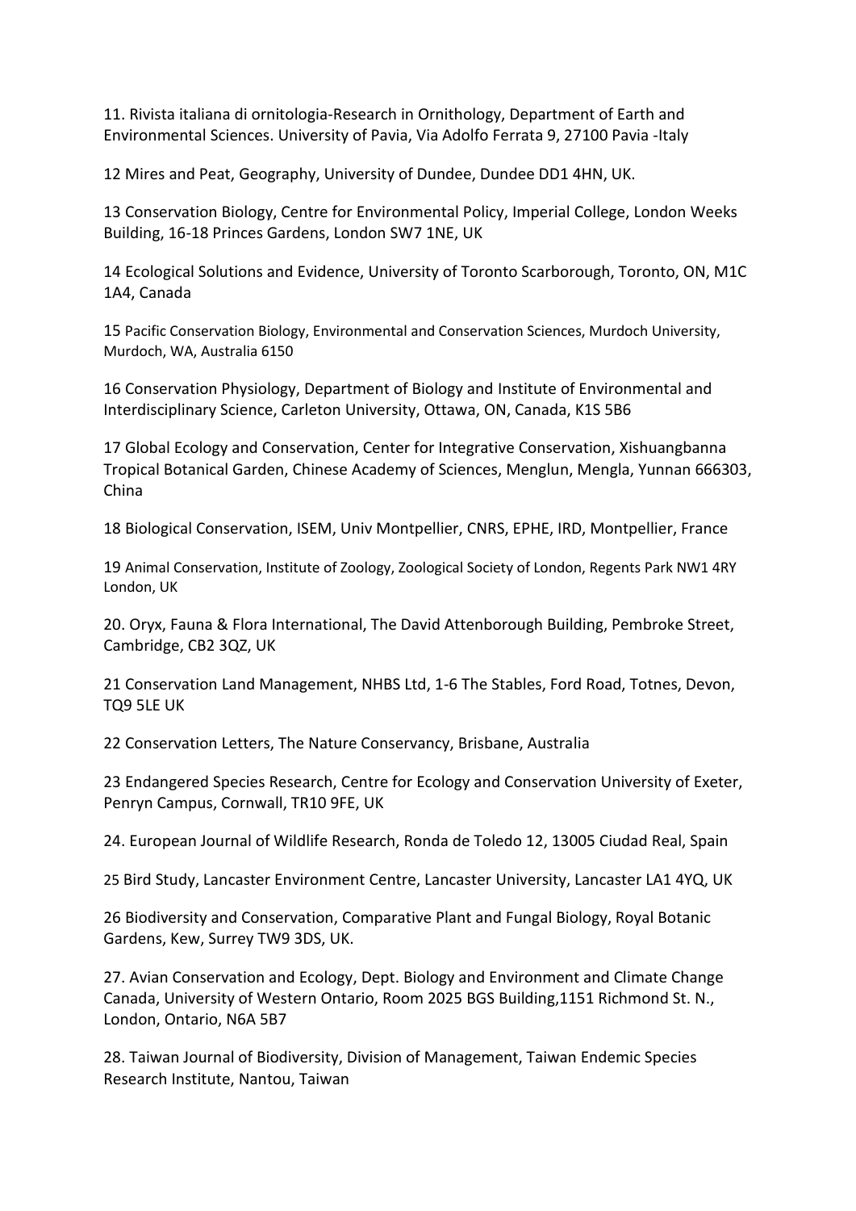11. Rivista italiana di ornitologia-Research in Ornithology, Department of Earth and Environmental Sciences. University of Pavia, Via Adolfo Ferrata 9, 27100 Pavia -Italy

12 Mires and Peat, Geography, University of Dundee, Dundee DD1 4HN, UK.

13 Conservation Biology, Centre for Environmental Policy, Imperial College, London Weeks Building, 16-18 Princes Gardens, London SW7 1NE, UK

14 Ecological Solutions and Evidence, University of Toronto Scarborough, Toronto, ON, M1C 1A4, Canada

15 Pacific Conservation Biology, Environmental and Conservation Sciences, Murdoch University, Murdoch, WA, Australia 6150

16 Conservation Physiology, Department of Biology and Institute of Environmental and Interdisciplinary Science, Carleton University, Ottawa, ON, Canada, K1S 5B6

17 Global Ecology and Conservation, Center for Integrative Conservation, Xishuangbanna Tropical Botanical Garden, Chinese Academy of Sciences, Menglun, Mengla, Yunnan 666303, China

18 Biological Conservation, ISEM, Univ Montpellier, CNRS, EPHE, IRD, Montpellier, France

19 Animal Conservation, Institute of Zoology, Zoological Society of London, Regents Park NW1 4RY London, UK

20. Oryx, Fauna & Flora International, The David Attenborough Building, Pembroke Street, Cambridge, CB2 3QZ, UK

21 Conservation Land Management, NHBS Ltd, 1-6 The Stables, Ford Road, Totnes, Devon, TQ9 5LE UK

22 Conservation Letters, The Nature Conservancy, Brisbane, Australia

23 Endangered Species Research, Centre for Ecology and Conservation University of Exeter, Penryn Campus, Cornwall, TR10 9FE, UK

24. European Journal of Wildlife Research, Ronda de Toledo 12, 13005 Ciudad Real, Spain

25 Bird Study, Lancaster Environment Centre, Lancaster University, Lancaster LA1 4YQ, UK

26 Biodiversity and Conservation, Comparative Plant and Fungal Biology, Royal Botanic Gardens, Kew, Surrey TW9 3DS, UK.

27. Avian Conservation and Ecology, Dept. Biology and Environment and Climate Change Canada, University of Western Ontario, Room 2025 BGS Building,1151 Richmond St. N., London, Ontario, N6A 5B7

28. Taiwan Journal of Biodiversity, Division of Management, Taiwan Endemic Species Research Institute, Nantou, Taiwan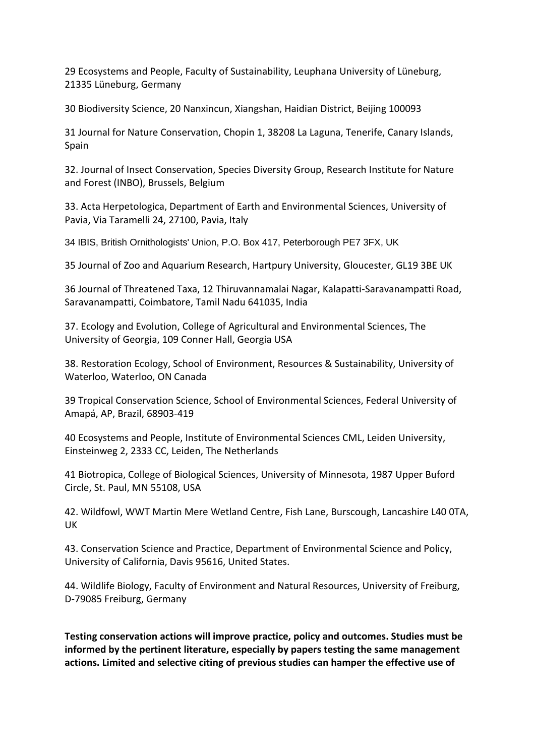29 Ecosystems and People, Faculty of Sustainability, Leuphana University of Lüneburg, 21335 Lüneburg, Germany

30 Biodiversity Science, 20 Nanxincun, Xiangshan, Haidian District, Beijing 100093

31 Journal for Nature Conservation, Chopin 1, 38208 La Laguna, Tenerife, Canary Islands, Spain

32. Journal of Insect Conservation, Species Diversity Group, Research Institute for Nature and Forest (INBO), Brussels, Belgium

33. Acta Herpetologica, Department of Earth and Environmental Sciences, University of Pavia, Via Taramelli 24, 27100, Pavia, Italy

34 IBIS, British Ornithologists' Union, P.O. Box 417, Peterborough PE7 3FX, UK

35 Journal of Zoo and Aquarium Research, Hartpury University, Gloucester, GL19 3BE UK

36 Journal of Threatened Taxa, 12 Thiruvannamalai Nagar, Kalapatti-Saravanampatti Road, Saravanampatti, Coimbatore, Tamil Nadu 641035, India

37. Ecology and Evolution, College of Agricultural and Environmental Sciences, The University of Georgia, 109 Conner Hall, Georgia USA

38. Restoration Ecology, School of Environment, Resources & Sustainability, University of Waterloo, Waterloo, ON Canada

39 Tropical Conservation Science, School of Environmental Sciences, Federal University of Amapá, AP, Brazil, 68903-419

40 Ecosystems and People, Institute of Environmental Sciences CML, Leiden University, Einsteinweg 2, 2333 CC, Leiden, The Netherlands

41 Biotropica, College of Biological Sciences, University of Minnesota, 1987 Upper Buford Circle, St. Paul, MN 55108, USA

42. Wildfowl, WWT Martin Mere Wetland Centre, Fish Lane, Burscough, Lancashire L40 0TA, UK

43. Conservation Science and Practice, Department of Environmental Science and Policy, University of California, Davis 95616, United States.

44. Wildlife Biology, Faculty of Environment and Natural Resources, University of Freiburg, D-79085 Freiburg, Germany

**Testing conservation actions will improve practice, policy and outcomes. Studies must be informed by the pertinent literature, especially by papers testing the same management actions. Limited and selective citing of previous studies can hamper the effective use of**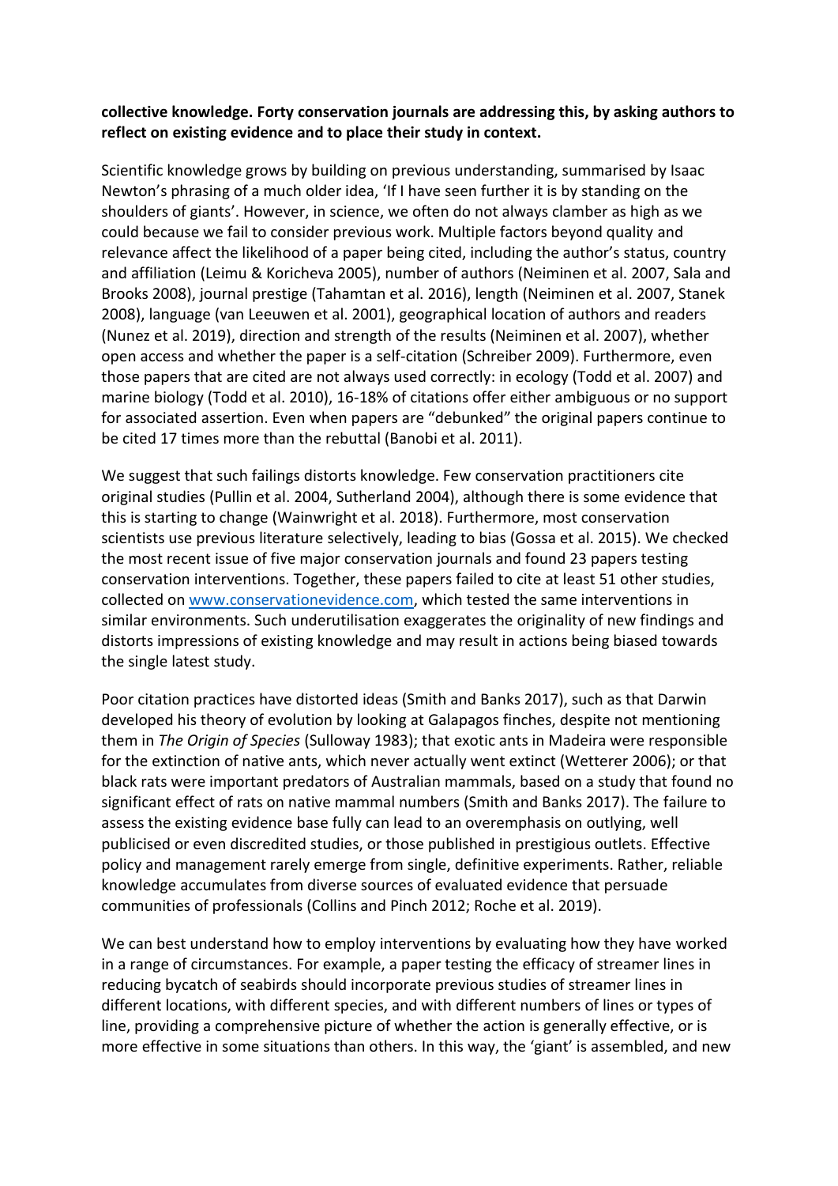**collective knowledge. Forty conservation journals are addressing this, by asking authors to reflect on existing evidence and to place their study in context.**

Scientific knowledge grows by building on previous understanding, summarised by Isaac Newton's phrasing of a much older idea, 'If I have seen further it is by standing on the shoulders of giants'. However, in science, we often do not always clamber as high as we could because we fail to consider previous work. Multiple factors beyond quality and relevance affect the likelihood of a paper being cited, including the author's status, country and affiliation (Leimu & Koricheva 2005), number of authors (Neiminen et al. 2007, Sala and Brooks 2008), journal prestige (Tahamtan et al. 2016), length (Neiminen et al. 2007, Stanek 2008), language (van Leeuwen et al. 2001), geographical location of authors and readers (Nunez et al. 2019), direction and strength of the results (Neiminen et al. 2007), whether open access and whether the paper is a self-citation (Schreiber 2009). Furthermore, even those papers that are cited are not always used correctly: in ecology (Todd et al. 2007) and marine biology (Todd et al. 2010), 16-18% of citations offer either ambiguous or no support for associated assertion. Even when papers are "debunked" the original papers continue to be cited 17 times more than the rebuttal (Banobi et al. 2011).

We suggest that such failings distorts knowledge. Few conservation practitioners cite original studies (Pullin et al. 2004, Sutherland 2004), although there is some evidence that this is starting to change (Wainwright et al. 2018). Furthermore, most conservation scientists use previous literature selectively, leading to bias (Gossa et al. 2015). We checked the most recent issue of five major conservation journals and found 23 papers testing conservation interventions. Together, these papers failed to cite at least 51 other studies, collected on www.conservationevidence.com, which tested the same interventions in similar environments. Such underutilisation exaggerates the originality of new findings and distorts impressions of existing knowledge and may result in actions being biased towards the single latest study.

Poor citation practices have distorted ideas (Smith and Banks 2017), such as that Darwin developed his theory of evolution by looking at Galapagos finches, despite not mentioning them in *The Origin of Species* (Sulloway 1983); that exotic ants in Madeira were responsible for the extinction of native ants, which never actually went extinct (Wetterer 2006); or that black rats were important predators of Australian mammals, based on a study that found no significant effect of rats on native mammal numbers (Smith and Banks 2017). The failure to assess the existing evidence base fully can lead to an overemphasis on outlying, well publicised or even discredited studies, or those published in prestigious outlets. Effective policy and management rarely emerge from single, definitive experiments. Rather, reliable knowledge accumulates from diverse sources of evaluated evidence that persuade communities of professionals (Collins and Pinch 2012; Roche et al. 2019).

We can best understand how to employ interventions by evaluating how they have worked in a range of circumstances. For example, a paper testing the efficacy of streamer lines in reducing bycatch of seabirds should incorporate previous studies of streamer lines in different locations, with different species, and with different numbers of lines or types of line, providing a comprehensive picture of whether the action is generally effective, or is more effective in some situations than others. In this way, the 'giant' is assembled, and new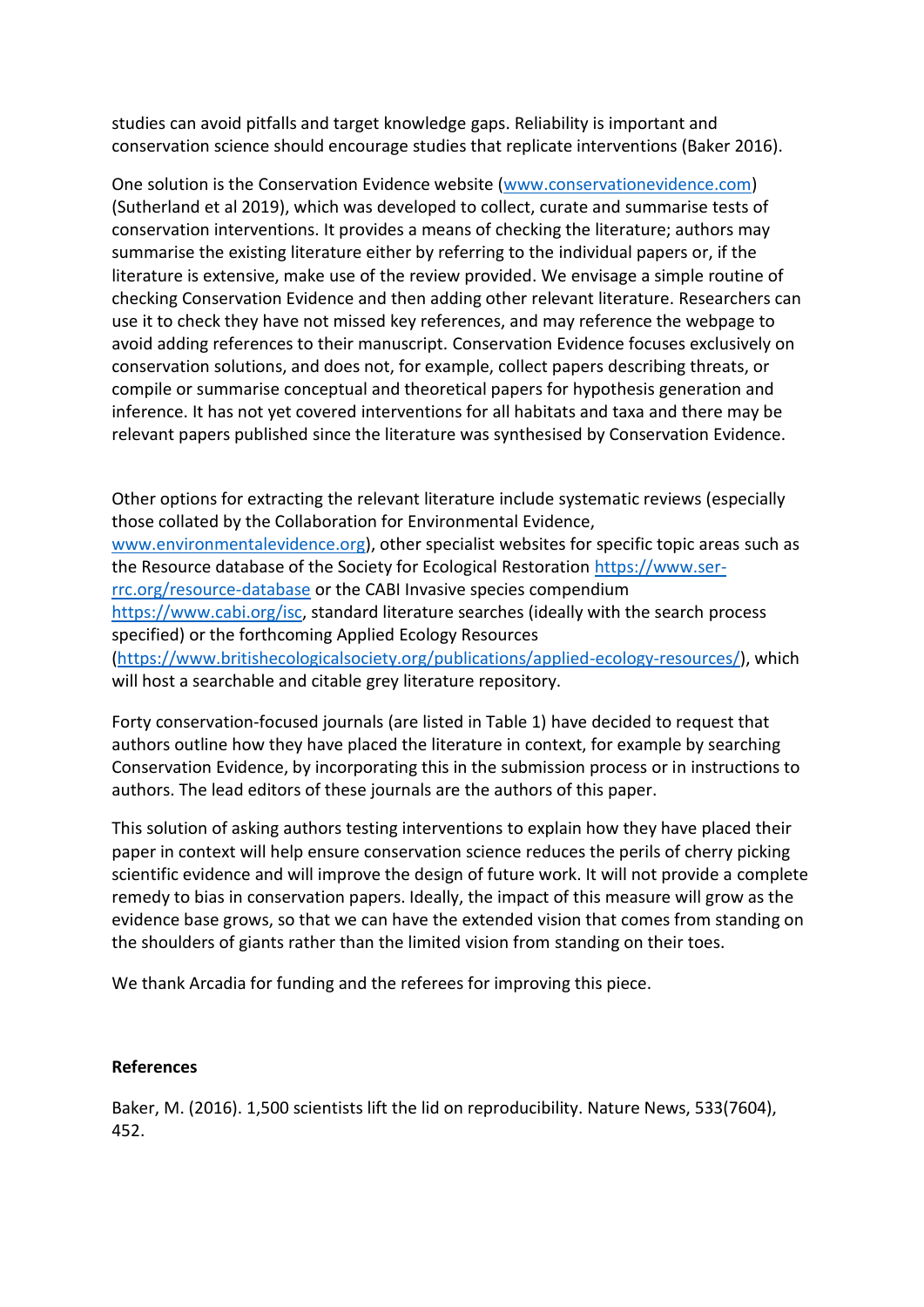studies can avoid pitfalls and target knowledge gaps. Reliability is important and conservation science should encourage studies that replicate interventions (Baker 2016).

One solution is the Conservation Evidence website (www.conservationevidence.com) (Sutherland et al 2019), which was developed to collect, curate and summarise tests of conservation interventions. It provides a means of checking the literature; authors may summarise the existing literature either by referring to the individual papers or, if the literature is extensive, make use of the review provided. We envisage a simple routine of checking Conservation Evidence and then adding other relevant literature. Researchers can use it to check they have not missed key references, and may reference the webpage to avoid adding references to their manuscript. Conservation Evidence focuses exclusively on conservation solutions, and does not, for example, collect papers describing threats, or compile or summarise conceptual and theoretical papers for hypothesis generation and inference. It has not yet covered interventions for all habitats and taxa and there may be relevant papers published since the literature was synthesised by Conservation Evidence.

Other options for extracting the relevant literature include systematic reviews (especially those collated by the Collaboration for Environmental Evidence, www.environmentalevidence.org), other specialist websites for specific topic areas such as the Resource database of the Society for Ecological Restoration https://www.ser-rrc.org/resource-database or the CABI Invasive species compendium https://www.cabi.org/isc, standard literature searches (ideally with the search process specified) or the forthcoming Applied Ecology Resources (https://www.britishecologicalsociety.org/publications/applied-ecology-resources/), which will host a searchable and citable grey literature repository.

Forty conservation-focused journals (are listed in Table 1) have decided to request that authors outline how they have placed the literature in context, for example by searching Conservation Evidence, by incorporating this in the submission process or in instructions to authors. The lead editors of these journals are the authors of this paper.

This solution of asking authors testing interventions to explain how they have placed their paper in context will help ensure conservation science reduces the perils of cherry picking scientific evidence and will improve the design of future work. It will not provide a complete remedy to bias in conservation papers. Ideally, the impact of this measure will grow as the evidence base grows, so that we can have the extended vision that comes from standing on the shoulders of giants rather than the limited vision from standing on their toes.

We thank Arcadia for funding and the referees for improving this piece.

**References**

Baker, M. (2016). 1,500 scientists lift the lid on reproducibility. Nature News, 533(7604), 452.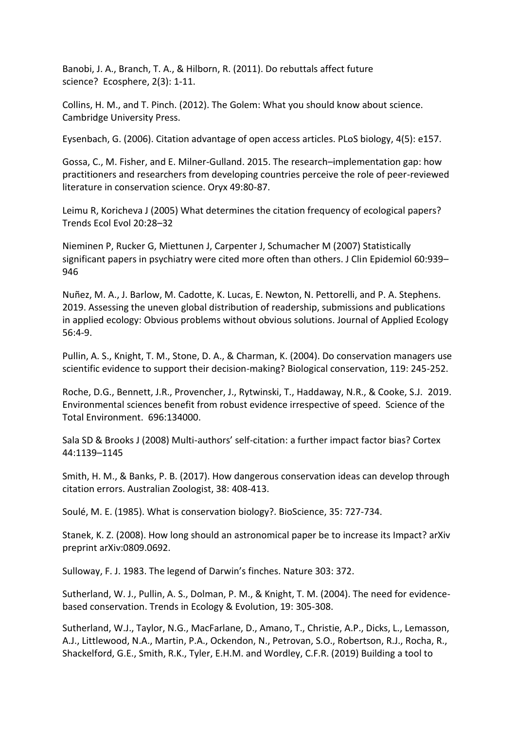Banobi, J. A., Branch, T. A., & Hilborn, R. (2011). Do rebuttals affect future science? Ecosphere, 2(3): 1-11.

Collins, H. M., and T. Pinch. (2012). The Golem: What you should know about science. Cambridge University Press.

Eysenbach, G. (2006). Citation advantage of open access articles. PLoS biology, 4(5): e157.

Gossa, C., M. Fisher, and E. Milner-Gulland. 2015. The research–implementation gap: how practitioners and researchers from developing countries perceive the role of peer-reviewed literature in conservation science. Oryx 49:80-87.

Leimu R, Koricheva J (2005) What determines the citation frequency of ecological papers? Trends Ecol Evol 20:28–32

Nieminen P, Rucker G, Miettunen J, Carpenter J, Schumacher M (2007) Statistically significant papers in psychiatry were cited more often than others. J Clin Epidemiol 60:939–946

Nuñez, M. A., J. Barlow, M. Cadotte, K. Lucas, E. Newton, N. Pettorelli, and P. A. Stephens. 2019. Assessing the uneven global distribution of readership, submissions and publications in applied ecology: Obvious problems without obvious solutions. Journal of Applied Ecology 56:4-9.

Pullin, A. S., Knight, T. M., Stone, D. A., & Charman, K. (2004). Do conservation managers use scientific evidence to support their decision-making? Biological conservation, 119: 245-252.

Roche, D.G., Bennett, J.R., Provencher, J., Rytwinski, T., Haddaway, N.R., & Cooke, S.J. 2019. Environmental sciences benefit from robust evidence irrespective of speed. Science of the Total Environment. 696:134000.

Sala SD & Brooks J (2008) Multi-authors' self-citation: a further impact factor bias? Cortex 44:1139–1145

Smith, H. M., & Banks, P. B. (2017). How dangerous conservation ideas can develop through citation errors. Australian Zoologist, 38: 408-413.

Soulé, M. E. (1985). What is conservation biology?. BioScience, 35: 727-734.

Stanek, K. Z. (2008). How long should an astronomical paper be to increase its Impact? arXiv preprint arXiv:0809.0692.

Sulloway, F. J. 1983. The legend of Darwin's finches. Nature 303: 372.

Sutherland, W. J., Pullin, A. S., Dolman, P. M., & Knight, T. M. (2004). The need for evidence-based conservation. Trends in Ecology & Evolution, 19: 305-308.

Sutherland, W.J., Taylor, N.G., MacFarlane, D., Amano, T., Christie, A.P., Dicks, L., Lemasson, A.J., Littlewood, N.A., Martin, P.A., Ockendon, N., Petrovan, S.O., Robertson, R.J., Rocha, R., Shackelford, G.E., Smith, R.K., Tyler, E.H.M. and Wordley, C.F.R. (2019) Building a tool to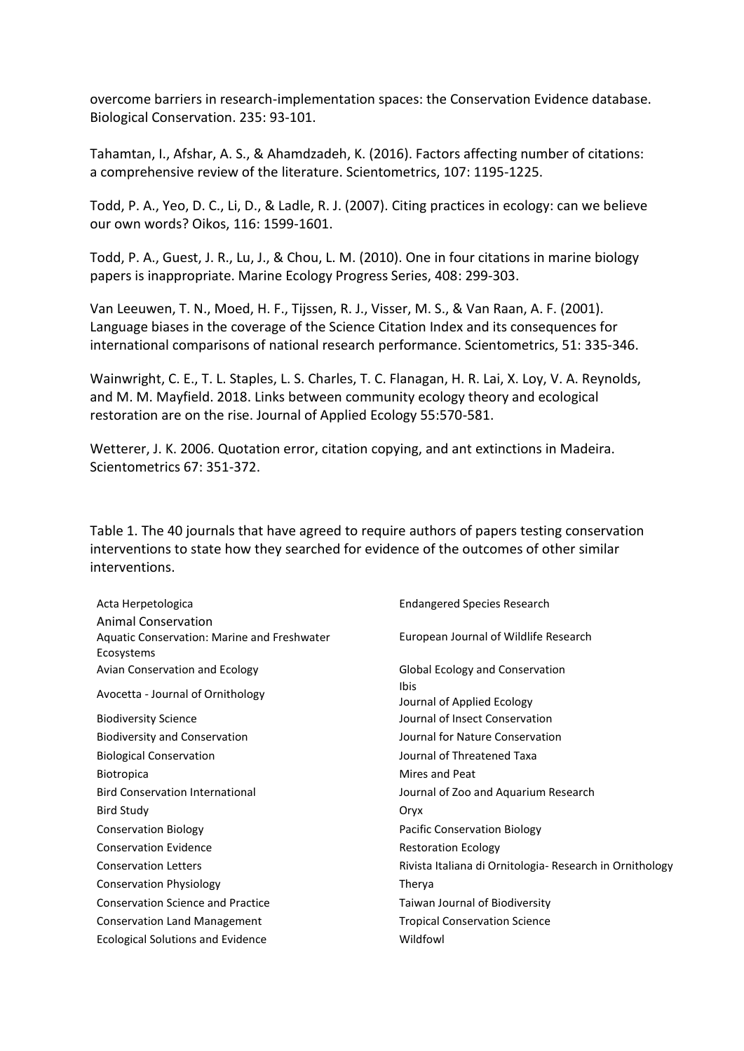overcome barriers in research-implementation spaces: the Conservation Evidence database. Biological Conservation. 235: 93-101.

Tahamtan, I., Afshar, A. S., & Ahamdzadeh, K. (2016). Factors affecting number of citations: a comprehensive review of the literature. Scientometrics, 107: 1195-1225.

Todd, P. A., Yeo, D. C., Li, D., & Ladle, R. J. (2007). Citing practices in ecology: can we believe our own words? Oikos, 116: 1599-1601.

Todd, P. A., Guest, J. R., Lu, J., & Chou, L. M. (2010). One in four citations in marine biology papers is inappropriate. Marine Ecology Progress Series, 408: 299-303.

Van Leeuwen, T. N., Moed, H. F., Tijssen, R. J., Visser, M. S., & Van Raan, A. F. (2001). Language biases in the coverage of the Science Citation Index and its consequences for international comparisons of national research performance. Scientometrics, 51: 335-346.

Wainwright, C. E., T. L. Staples, L. S. Charles, T. C. Flanagan, H. R. Lai, X. Loy, V. A. Reynolds, and M. M. Mayfield. 2018. Links between community ecology theory and ecological restoration are on the rise. Journal of Applied Ecology 55:570-581.

Wetterer, J. K. 2006. Quotation error, citation copying, and ant extinctions in Madeira. Scientometrics 67: 351-372.

Table 1. The 40 journals that have agreed to require authors of papers testing conservation interventions to state how they searched for evidence of the outcomes of other similar interventions.

| | |
|---|---|
| Acta Herpetologica | Endangered Species Research |
| Animal Conservation | European Journal of Wildlife Research |
| Aquatic Conservation: Marine and Freshwater Ecosystems | Global Ecology and Conservation |
| Avian Conservation and Ecology | Ibis |
| Avocetta - Journal of Ornithology | Journal of Applied Ecology |
| Biodiversity Science | Journal of Insect Conservation |
| Biodiversity and Conservation | Journal for Nature Conservation |
| Biological Conservation | Journal of Threatened Taxa |
| Biotropica | Mires and Peat |
| Bird Conservation International | Journal of Zoo and Aquarium Research |
| Bird Study | Oryx |
| Conservation Biology | Pacific Conservation Biology |
| Conservation Evidence | Restoration Ecology |
| Conservation Letters | Rivista Italiana di Ornitologia- Research in Ornithology |
| Conservation Physiology | Therya |
| Conservation Science and Practice | Taiwan Journal of Biodiversity |
| Conservation Land Management | Tropical Conservation Science |
| Ecological Solutions and Evidence | Wildfowl |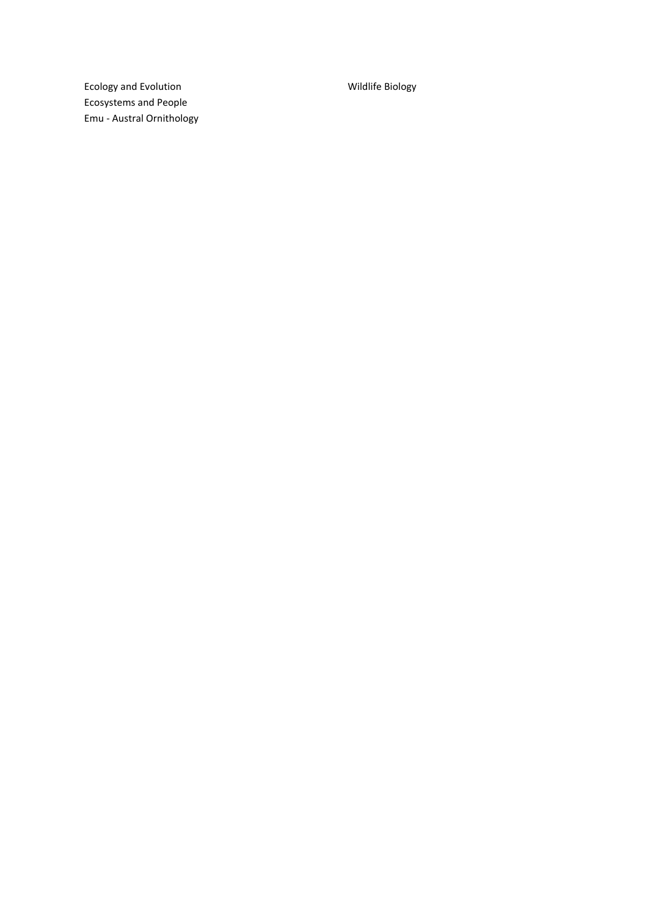Ecology and Evolution

Ecosystems and People

Emu - Austral Ornithology

Wildlife Biology